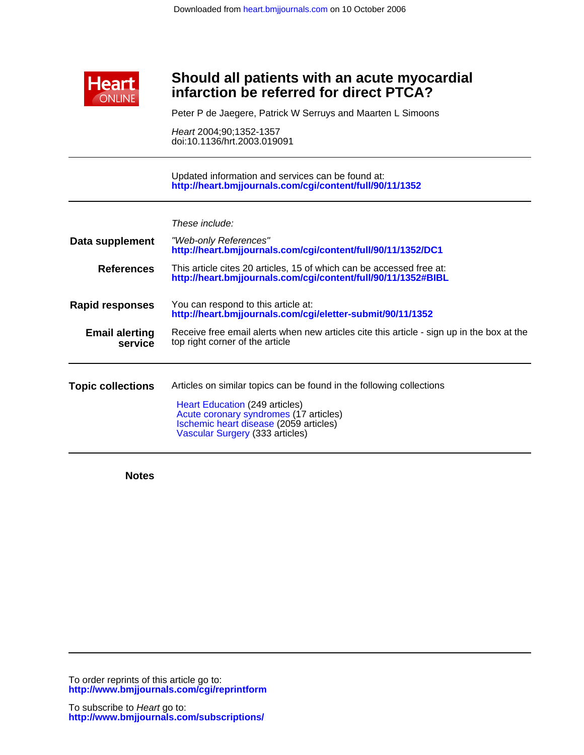Downloaded from heart.bmjjournals.com on 10 October 2006

# Should all patients with an acute myocardial infarction be referred for direct PTCA?

Peter P de Jaegere, Patrick W Serruys and Maarten L Simoons

*Heart* 2004;90;1352-1357
doi:10.1136/hrt.2003.019091

Updated information and services can be found at:
**http://heart.bmjjournals.com/cgi/content/full/90/11/1352**

*These include:*

**Data supplement**
"Web-only References"
**http://heart.bmjjournals.com/cgi/content/full/90/11/1352/DC1**

**References**
This article cites 20 articles, 15 of which can be accessed free at:
**http://heart.bmjjournals.com/cgi/content/full/90/11/1352#BIBL**

**Rapid responses**
You can respond to this article at:
**http://heart.bmjjournals.com/cgi/eletter-submit/90/11/1352**

**Email alerting service**
Receive free email alerts when new articles cite this article - sign up in the box at the top right corner of the article

**Topic collections**
Articles on similar topics can be found in the following collections

- Heart Education (249 articles)
- Acute coronary syndromes (17 articles)
- Ischemic heart disease (2059 articles)
- Vascular Surgery (333 articles)

**Notes**

To order reprints of this article go to:
**http://www.bmjjournals.com/cgi/reprintform**

To subscribe to *Heart* go to:
**http://www.bmjjournals.com/subscriptions/**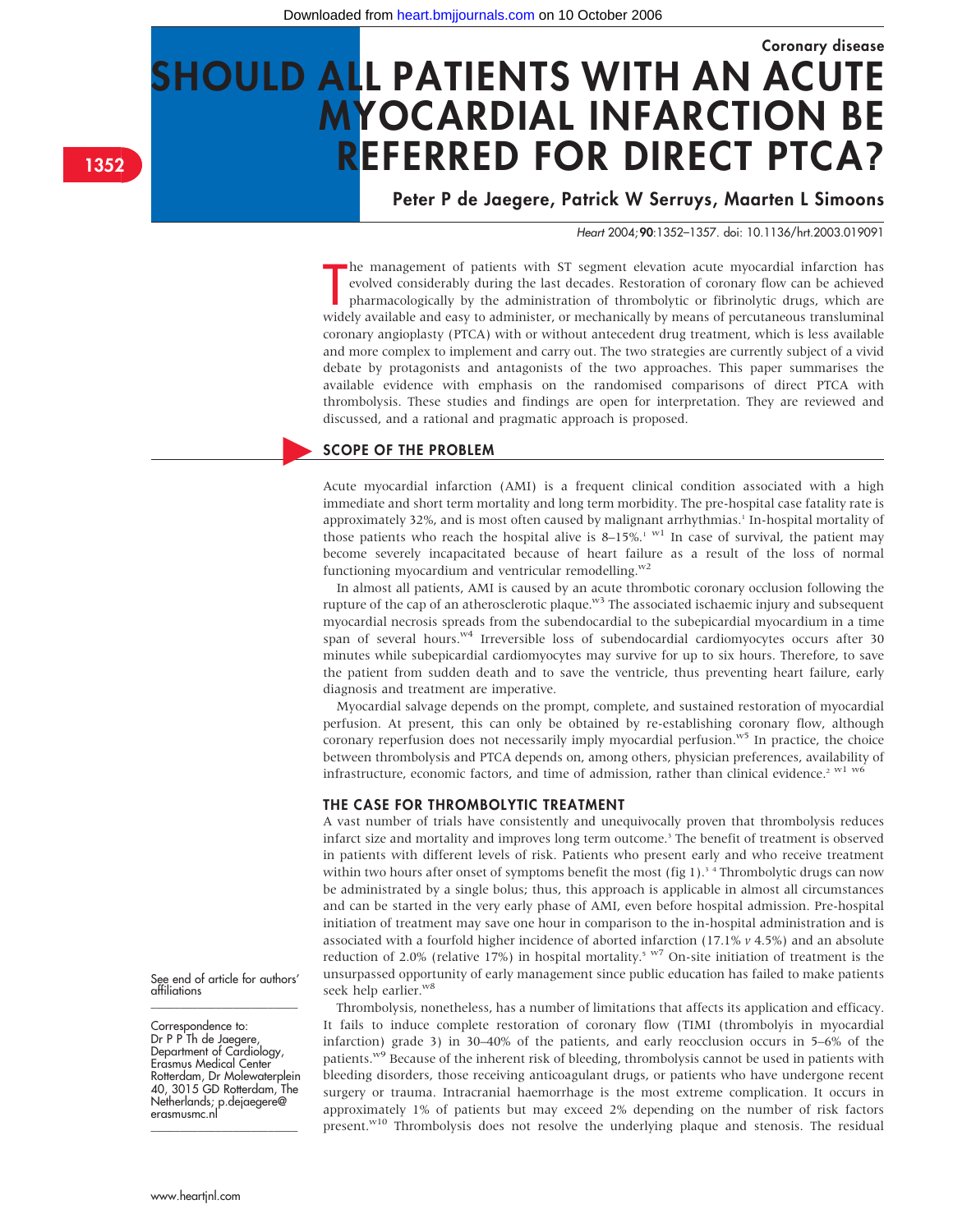Coronary disease

# SHOULD ALL PATIENTS WITH AN ACUTE MYOCARDIAL INFARCTION BE REFERRED FOR DIRECT PTCA?

**Peter P de Jaegere, Patrick W Serruys, Maarten L Simoons**

*Heart* 2004;**90**:1352–1357. doi: 10.1136/hrt.2003.019091

The management of patients with ST segment elevation acute myocardial infarction has evolved considerably during the last decades. Restoration of coronary flow can be achieved pharmacologically by the administration of thrombolytic or fibrinolytic drugs, which are widely available and easy to administer, or mechanically by means of percutaneous transluminal coronary angioplasty (PTCA) with or without antecedent drug treatment, which is less available and more complex to implement and carry out. The two strategies are currently subject of a vivid debate by protagonists and antagonists of the two approaches. This paper summarises the available evidence with emphasis on the randomised comparisons of direct PTCA with thrombolysis. These studies and findings are open for interpretation. They are reviewed and discussed, and a rational and pragmatic approach is proposed.

## SCOPE OF THE PROBLEM

Acute myocardial infarction (AMI) is a frequent clinical condition associated with a high immediate and short term mortality and long term morbidity. The pre-hospital case fatality rate is approximately 32%, and is most often caused by malignant arrhythmias.[1] In-hospital mortality of those patients who reach the hospital alive is 8–15%.[1 w1] In case of survival, the patient may become severely incapacitated because of heart failure as a result of the loss of normal functioning myocardium and ventricular remodelling.[w2]

In almost all patients, AMI is caused by an acute thrombotic coronary occlusion following the rupture of the cap of an atherosclerotic plaque.[w3] The associated ischaemic injury and subsequent myocardial necrosis spreads from the subendocardial to the subepicardial myocardium in a time span of several hours.[w4] Irreversible loss of subendocardial cardiomyocytes occurs after 30 minutes while subepicardial cardiomyocytes may survive for up to six hours. Therefore, to save the patient from sudden death and to save the ventricle, thus preventing heart failure, early diagnosis and treatment are imperative.

Myocardial salvage depends on the prompt, complete, and sustained restoration of myocardial perfusion. At present, this can only be obtained by re-establishing coronary flow, although coronary reperfusion does not necessarily imply myocardial perfusion.[w5] In practice, the choice between thrombolysis and PTCA depends on, among others, physician preferences, availability of infrastructure, economic factors, and time of admission, rather than clinical evidence.[2 w1 w6]

### THE CASE FOR THROMBOLYTIC TREATMENT

A vast number of trials have consistently and unequivocally proven that thrombolysis reduces infarct size and mortality and improves long term outcome.[3] The benefit of treatment is observed in patients with different levels of risk. Patients who present early and who receive treatment within two hours after onset of symptoms benefit the most (fig 1).[3 4] Thrombolytic drugs can now be administrated by a single bolus; thus, this approach is applicable in almost all circumstances and can be started in the very early phase of AMI, even before hospital admission. Pre-hospital initiation of treatment may save one hour in comparison to the in-hospital administration and is associated with a fourfold higher incidence of aborted infarction (17.1% *v* 4.5%) and an absolute reduction of 2.0% (relative 17%) in hospital mortality.[5 w7] On-site initiation of treatment is the unsurpassed opportunity of early management since public education has failed to make patients seek help earlier.[w8]

Thrombolysis, nonetheless, has a number of limitations that affects its application and efficacy. It fails to induce complete restoration of coronary flow (TIMI (thrombolyis in myocardial infarction) grade 3) in 30–40% of the patients, and early reocclusion occurs in 5–6% of the patients.[w9] Because of the inherent risk of bleeding, thrombolysis cannot be used in patients with bleeding disorders, those receiving anticoagulant drugs, or patients who have undergone recent surgery or trauma. Intracranial haemorrhage is the most extreme complication. It occurs in approximately 1% of patients but may exceed 2% depending on the number of risk factors present.[w10] Thrombolysis does not resolve the underlying plaque and stenosis. The residual

See end of article for authors' affiliations

Correspondence to: Dr P P Th de Jaegere, Department of Cardiology, Erasmus Medical Center Rotterdam, Dr Molewaterplein 40, 3015 GD Rotterdam, The Netherlands; p.dejaegere@erasmusmc.nl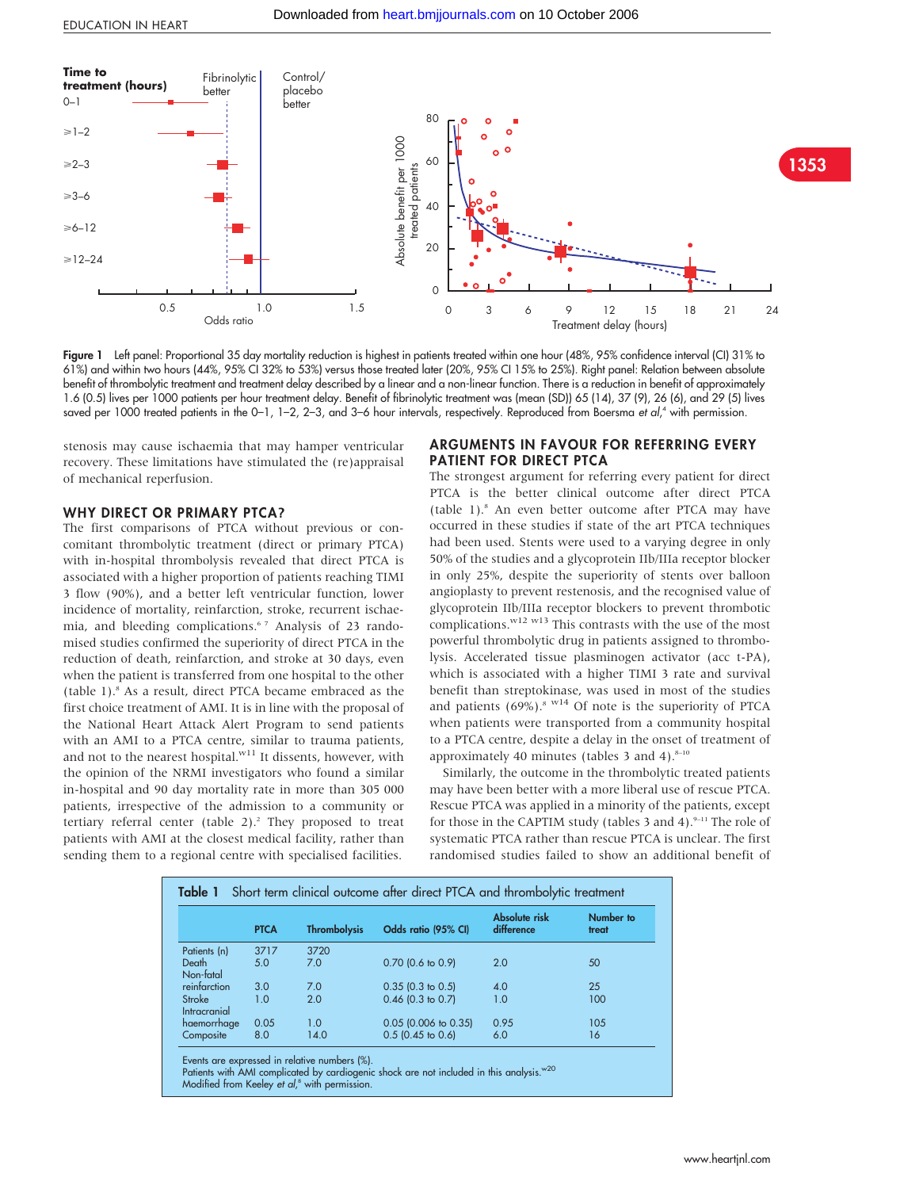Figure 1 Left panel: Proportional 35 day mortality reduction is highest in patients treated within one hour (48%, 95% confidence interval (CI) 31% to 61%) and within two hours (44%, 95% CI 32% to 53%) versus those treated later (20%, 95% CI 15% to 25%). Right panel: Relation between absolute benefit of thrombolytic treatment and treatment delay described by a linear and a non-linear function. There is a reduction in benefit of approximately 1.6 (0.5) lives per 1000 patients per hour treatment delay. Benefit of fibrinolytic treatment was (mean (SD)) 65 (14), 37 (9), 26 (6), and 29 (5) lives saved per 1000 treated patients in the 0–1, 1–2, 2–3, and 3–6 hour intervals, respectively. Reproduced from Boersma *et al*,[4] with permission.

stenosis may cause ischaemia that may hamper ventricular recovery. These limitations have stimulated the (re)appraisal of mechanical reperfusion.

## WHY DIRECT OR PRIMARY PTCA?

The first comparisons of PTCA without previous or concomitant thrombolytic treatment (direct or primary PTCA) with in-hospital thrombolysis revealed that direct PTCA is associated with a higher proportion of patients reaching TIMI 3 flow (90%), and a better left ventricular function, lower incidence of mortality, reinfarction, stroke, recurrent ischaemia, and bleeding complications.[6 7] Analysis of 23 randomised studies confirmed the superiority of direct PTCA in the reduction of death, reinfarction, and stroke at 30 days, even when the patient is transferred from one hospital to the other (table 1).[8] As a result, direct PTCA became embraced as the first choice treatment of AMI. It is in line with the proposal of the National Heart Attack Alert Program to send patients with an AMI to a PTCA centre, similar to trauma patients, and not to the nearest hospital.[w11] It dissents, however, with the opinion of the NRMI investigators who found a similar in-hospital and 90 day mortality rate in more than 305 000 patients, irrespective of the admission to a community or tertiary referral center (table 2).[2] They proposed to treat patients with AMI at the closest medical facility, rather than sending them to a regional centre with specialised facilities.

## ARGUMENTS IN FAVOUR FOR REFERRING EVERY PATIENT FOR DIRECT PTCA

The strongest argument for referring every patient for direct PTCA is the better clinical outcome after direct PTCA (table 1).[8] An even better outcome after PTCA may have occurred in these studies if state of the art PTCA techniques had been used. Stents were used to a varying degree in only 50% of the studies and a glycoprotein IIb/IIIa receptor blocker in only 25%, despite the superiority of stents over balloon angioplasty to prevent restenosis, and the recognised value of glycoprotein IIb/IIIa receptor blockers to prevent thrombotic complications.[w12 w13] This contrasts with the use of the most powerful thrombolytic drug in patients assigned to thrombolysis. Accelerated tissue plasminogen activator (acc t-PA), which is associated with a higher TIMI 3 rate and survival benefit than streptokinase, was used in most of the studies and patients (69%).[8 w14] Of note is the superiority of PTCA when patients were transported from a community hospital to a PTCA centre, despite a delay in the onset of treatment of approximately 40 minutes (tables 3 and 4).[8–10]

Similarly, the outcome in the thrombolytic treated patients may have been better with a more liberal use of rescue PTCA. Rescue PTCA was applied in a minority of the patients, except for those in the CAPTIM study (tables 3 and 4).[9–11] The role of systematic PTCA rather than rescue PTCA is unclear. The first randomised studies failed to show an additional benefit of

**Table 1** Short term clinical outcome after direct PTCA and thrombolytic treatment

| | PTCA | Thrombolysis | Odds ratio (95% CI) | Absolute risk difference | Number to treat |
|---|---|---|---|---|---|
| Patients (n) | 3717 | 3720 | | | |
| Death | 5.0 | 7.0 | 0.70 (0.6 to 0.9) | 2.0 | 50 |
| Non-fatal reinfarction | 3.0 | 7.0 | 0.35 (0.3 to 0.5) | 4.0 | 25 |
| Stroke | 1.0 | 2.0 | 0.46 (0.3 to 0.7) | 1.0 | 100 |
| Intracranial haemorrhage | 0.05 | 1.0 | 0.05 (0.006 to 0.35) | 0.95 | 105 |
| Composite | 8.0 | 14.0 | 0.5 (0.45 to 0.6) | 6.0 | 16 |

Events are expressed in relative numbers (%).
Patients with AMI complicated by cardiogenic shock are not included in this analysis.[w20]
Modified from Keeley *et al*,[8] with permission.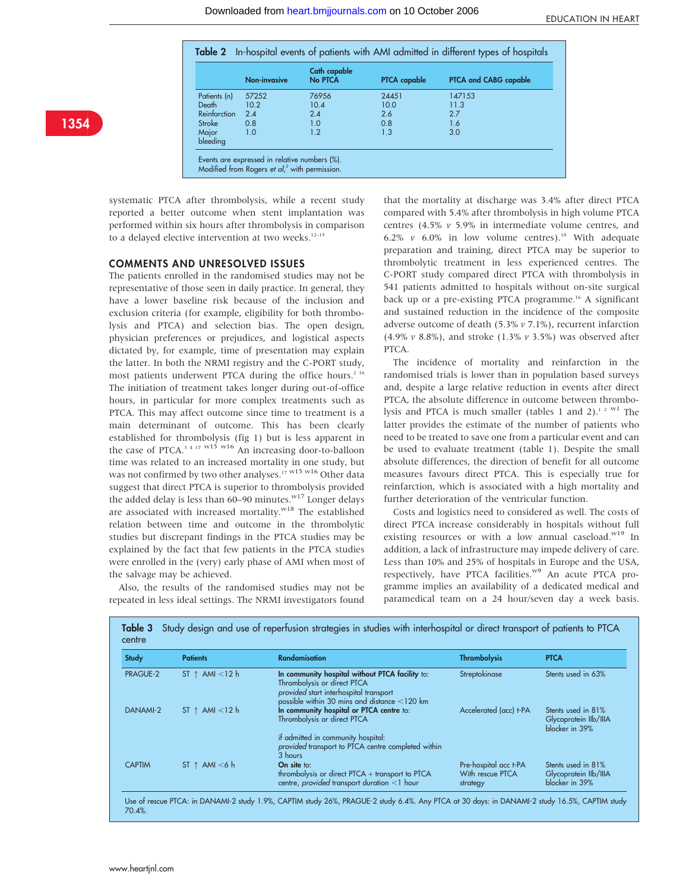**Table 2** In-hospital events of patients with AMI admitted in different types of hospitals

| | Non-invasive | Cath capable No PTCA | PTCA capable | PTCA and CABG capable |
|---|---|---|---|---|
| Patients (n) | 57252 | 76956 | 24451 | 147153 |
| Death | 10.2 | 10.4 | 10.0 | 11.3 |
| Reinfarction | 2.4 | 2.4 | 2.6 | 2.7 |
| Stroke | 0.8 | 1.0 | 0.8 | 1.6 |
| Major bleeding | 1.0 | 1.2 | 1.3 | 3.0 |

Events are expressed in relative numbers (%).
Modified from Rogers *et al*,[2] with permission.

systematic PTCA after thrombolysis, while a recent study reported a better outcome when stent implantation was performed within six hours after thrombolysis in comparison to a delayed elective intervention at two weeks.[12–15]

## COMMENTS AND UNRESOLVED ISSUES

The patients enrolled in the randomised studies may not be representative of those seen in daily practice. In general, they have a lower baseline risk because of the inclusion and exclusion criteria (for example, eligibility for both thrombolysis and PTCA) and selection bias. The open design, physician preferences or prejudices, and logistical aspects dictated by, for example, time of presentation may explain the latter. In both the NRMI registry and the C-PORT study, most patients underwent PTCA during the office hours.[2 16] The initiation of treatment takes longer during out-of-office hours, in particular for more complex treatments such as PTCA. This may affect outcome since time to treatment is a main determinant of outcome. This has been clearly established for thrombolysis (fig 1) but is less apparent in the case of PTCA.[3 4 17 w15 w16] An increasing door-to-balloon time was related to an increased mortality in one study, but was not confirmed by two other analyses.[17 w15 w16] Other data suggest that direct PTCA is superior to thrombolysis provided the added delay is less than 60–90 minutes.[w17] Longer delays are associated with increased mortality.[w18] The established relation between time and outcome in the thrombolytic studies but discrepant findings in the PTCA studies may be explained by the fact that few patients in the PTCA studies were enrolled in the (very) early phase of AMI when most of the salvage may be achieved.

Also, the results of the randomised studies may not be repeated in less ideal settings. The NRMI investigators found that the mortality at discharge was 3.4% after direct PTCA compared with 5.4% after thrombolysis in high volume PTCA centres (4.5% *v* 5.9% in intermediate volume centres, and 6.2% *v* 6.0% in low volume centres).[18] With adequate preparation and training, direct PTCA may be superior to thrombolytic treatment in less experienced centres. The C-PORT study compared direct PTCA with thrombolysis in 541 patients admitted to hospitals without on-site surgical back up or a pre-existing PTCA programme.[16] A significant and sustained reduction in the incidence of the composite adverse outcome of death (5.3% *v* 7.1%), recurrent infarction (4.9% *v* 8.8%), and stroke (1.3% *v* 3.5%) was observed after PTCA.

The incidence of mortality and reinfarction in the randomised trials is lower than in population based surveys and, despite a large relative reduction in events after direct PTCA, the absolute difference in outcome between thrombolysis and PTCA is much smaller (tables 1 and 2).[1 2 w1] The latter provides the estimate of the number of patients who need to be treated to save one from a particular event and can be used to evaluate treatment (table 1). Despite the small absolute differences, the direction of benefit for all outcome measures favours direct PTCA. This is especially true for reinfarction, which is associated with a high mortality and further deterioration of the ventricular function.

Costs and logistics need to considered as well. The costs of direct PTCA increase considerably in hospitals without full existing resources or with a low annual caseload.[w19] In addition, a lack of infrastructure may impede delivery of care. Less than 10% and 25% of hospitals in Europe and the USA, respectively, have PTCA facilities.[w9] An acute PTCA programme implies an availability of a dedicated medical and paramedical team on a 24 hour/seven day a week basis.

**Table 3** Study design and use of reperfusion strategies in studies with interhospital or direct transport of patients to PTCA centre

| Study | Patients | Randomisation | Thrombolysis | PTCA |
|---|---|---|---|---|
| PRAGUE-2 | ST ↑ AMI <12 h | **In community hospital without PTCA facility** to: Thrombolysis or direct PTCA *provided* start interhospital transport possible within 30 mins and distance <120 km | Streptokinase | Stents used in 63% |
| DANAMI-2 | ST ↑ AMI <12 h | **In community hospital or PTCA centre** to: Thrombolysis or direct PTCA; if admitted in community hospital: *provided* transport to PTCA centre completed within 3 hours | Accelerated (acc) t-PA | Stents used in 81% Glycoprotein IIb/IIIA blocker in 39% |
| CAPTIM | ST ↑ AMI <6 h | **On site** to: thrombolysis or direct PTCA + transport to PTCA centre, *provided* transport duration <1 hour | Pre-hospital acc t-PA With rescue PTCA strategy | Stents used in 81% Glycoprotein IIb/IIIA blocker in 39% |

Use of rescue PTCA: in DANAMI-2 study 1.9%, CAPTIM study 26%, PRAGUE-2 study 6.4%. Any PTCA at 30 days: in DANAMI-2 study 16.5%, CAPTIM study 70.4%.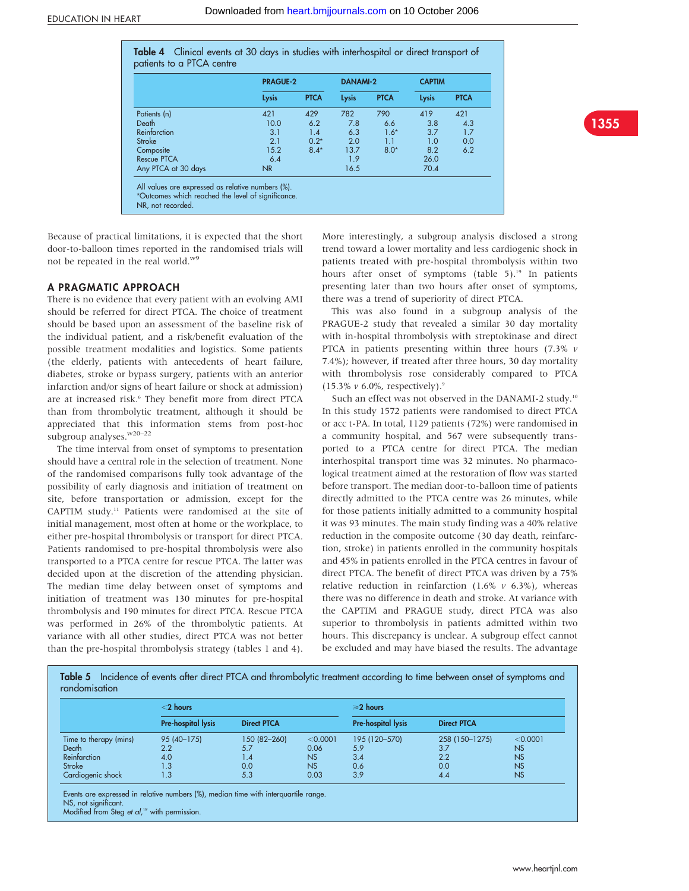**Table 4** Clinical events at 30 days in studies with interhospital or direct transport of patients to a PTCA centre

| | PRAGUE-2 | | DANAMI-2 | | CAPTIM | |
|---|---|---|---|---|---|---|
| | Lysis | PTCA | Lysis | PTCA | Lysis | PTCA |
| Patients (n) | 421 | 429 | 782 | 790 | 419 | 421 |
| Death | 10.0 | 6.2 | 7.8 | 6.6 | 3.8 | 4.3 |
| Reinfarction | 3.1 | 1.4 | 6.3 | 1.6* | 3.7 | 1.7 |
| Stroke | 2.1 | 0.2* | 2.0 | 1.1 | 1.0 | 0.0 |
| Composite | 15.2 | 8.4* | 13.7 | 8.0* | 8.2 | 6.2 |
| Rescue PTCA | 6.4 | | 1.9 | | 26.0 | |
| Any PTCA at 30 days | NR | | 16.5 | | 70.4 | |

All values are expressed as relative numbers (%).
*Outcomes which reached the level of significance.
NR, not recorded.

Because of practical limitations, it is expected that the short door-to-balloon times reported in the randomised trials will not be repeated in the real world.[w9]

## A PRAGMATIC APPROACH

There is no evidence that every patient with an evolving AMI should be referred for direct PTCA. The choice of treatment should be based upon an assessment of the baseline risk of the individual patient, and a risk/benefit evaluation of the possible treatment modalities and logistics. Some patients (the elderly, patients with antecedents of heart failure, diabetes, stroke or bypass surgery, patients with an anterior infarction and/or signs of heart failure or shock at admission) are at increased risk.[6] They benefit more from direct PTCA than from thrombolytic treatment, although it should be appreciated that this information stems from post-hoc subgroup analyses.[w20–22]

The time interval from onset of symptoms to presentation should have a central role in the selection of treatment. None of the randomised comparisons fully took advantage of the possibility of early diagnosis and initiation of treatment on site, before transportation or admission, except for the CAPTIM study.[11] Patients were randomised at the site of initial management, most often at home or the workplace, to either pre-hospital thrombolysis or transport for direct PTCA. Patients randomised to pre-hospital thrombolysis were also transported to a PTCA centre for rescue PTCA. The latter was decided upon at the discretion of the attending physician. The median time delay between onset of symptoms and initiation of treatment was 130 minutes for pre-hospital thrombolysis and 190 minutes for direct PTCA. Rescue PTCA was performed in 26% of the thrombolytic patients. At variance with all other studies, direct PTCA was not better than the pre-hospital thrombolysis strategy (tables 1 and 4). More interestingly, a subgroup analysis disclosed a strong trend toward a lower mortality and less cardiogenic shock in patients treated with pre-hospital thrombolysis within two hours after onset of symptoms (table 5).[19] In patients presenting later than two hours after onset of symptoms, there was a trend of superiority of direct PTCA.

This was also found in a subgroup analysis of the PRAGUE-2 study that revealed a similar 30 day mortality with in-hospital thrombolysis with streptokinase and direct PTCA in patients presenting within three hours (7.3% *v* 7.4%); however, if treated after three hours, 30 day mortality with thrombolysis rose considerably compared to PTCA (15.3% *v* 6.0%, respectively).[9]

Such an effect was not observed in the DANAMI-2 study.[10] In this study 1572 patients were randomised to direct PTCA or acc t-PA. In total, 1129 patients (72%) were randomised in a community hospital, and 567 were subsequently transported to a PTCA centre for direct PTCA. The median interhospital transport time was 32 minutes. No pharmacological treatment aimed at the restoration of flow was started before transport. The median door-to-balloon time of patients directly admitted to the PTCA centre was 26 minutes, while for those patients initially admitted to a community hospital it was 93 minutes. The main study finding was a 40% relative reduction in the composite outcome (30 day death, reinfarction, stroke) in patients enrolled in the community hospitals and 45% in patients enrolled in the PTCA centres in favour of direct PTCA. The benefit of direct PTCA was driven by a 75% relative reduction in reinfarction (1.6% *v* 6.3%), whereas there was no difference in death and stroke. At variance with the CAPTIM and PRAGUE study, direct PTCA was also superior to thrombolysis in patients admitted within two hours. This discrepancy is unclear. A subgroup effect cannot be excluded and may have biased the results. The advantage

**Table 5** Incidence of events after direct PTCA and thrombolytic treatment according to time between onset of symptoms and randomisation

| | <2 hours | | | ⩾2 hours | | |
|---|---|---|---|---|---|---|
| | Pre-hospital lysis | Direct PTCA | | Pre-hospital lysis | Direct PTCA | |
| Time to therapy (mins) | 95 (40–175) | 150 (82–260) | <0.0001 | 195 (120–570) | 258 (150–1275) | <0.0001 |
| Death | 2.2 | 5.7 | 0.06 | 5.9 | 3.7 | NS |
| Reinfarction | 4.0 | 1.4 | NS | 3.4 | 2.2 | NS |
| Stroke | 1.3 | 0.0 | NS | 0.6 | 0.0 | NS |
| Cardiogenic shock | 1.3 | 5.3 | 0.03 | 3.9 | 4.4 | NS |

Events are expressed in relative numbers (%), median time with interquartile range.
NS, not significant.
Modified from Steg *et al*,[19] with permission.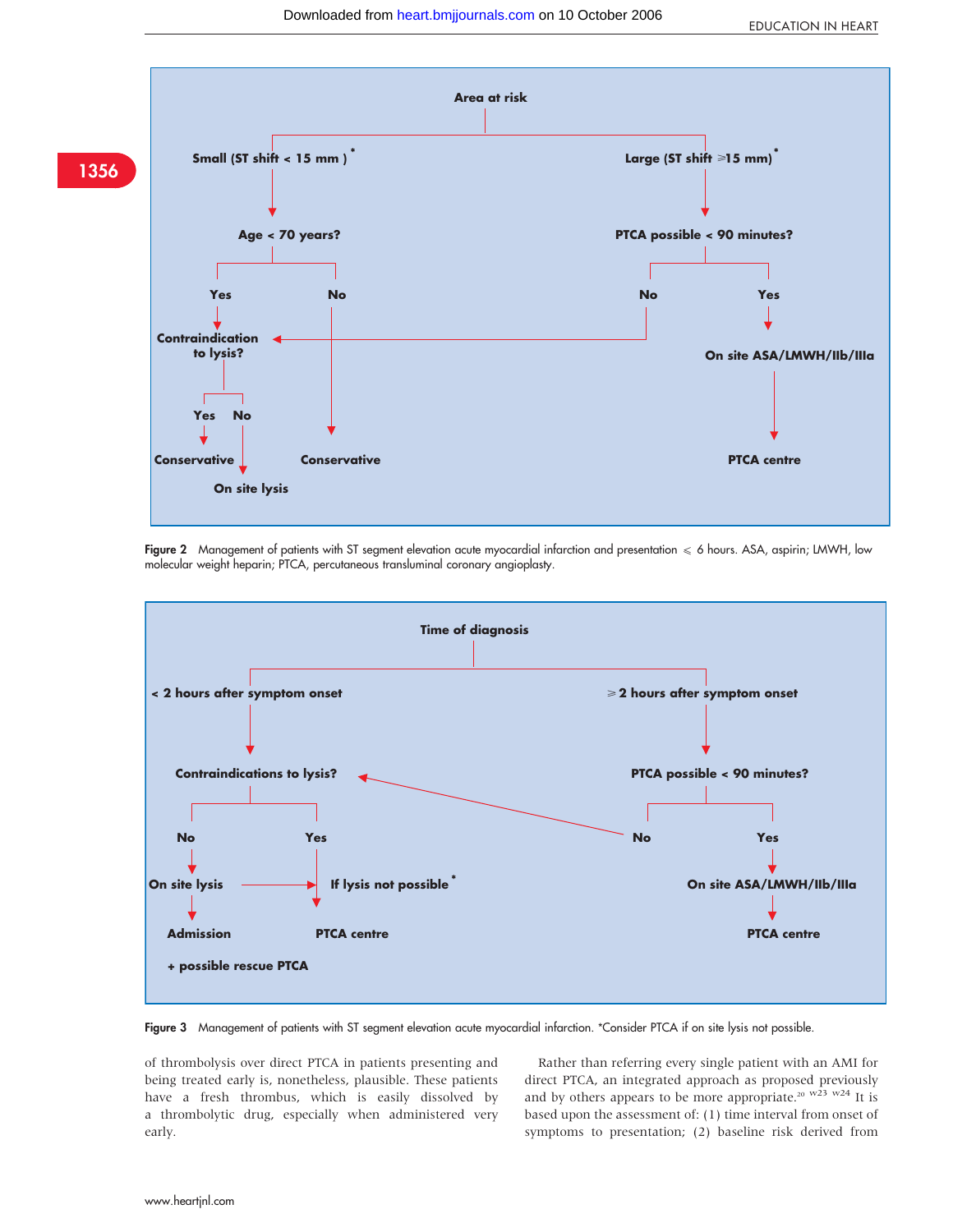Area at risk

- Small (ST shift < 15 mm)*
  - Age < 70 years?
    - Yes → Contraindication to lysis?
      - Yes → Conservative
      - No → On site lysis
    - No → Conservative
- Large (ST shift ≥15 mm)*
  - PTCA possible < 90 minutes?
    - No → Contraindication to lysis?
    - Yes → On site ASA/LMWH/IIb/IIIa → PTCA centre

**Figure 2** Management of patients with ST segment elevation acute myocardial infarction and presentation ≤ 6 hours. ASA, aspirin; LMWH, low molecular weight heparin; PTCA, percutaneous transluminal coronary angioplasty.

Time of diagnosis

- < 2 hours after symptom onset
  - Contraindications to lysis?
    - No → On site lysis → Admission + possible rescue PTCA
      - On site lysis → If lysis not possible*
    - Yes → If lysis not possible* → PTCA centre
- ≥ 2 hours after symptom onset
  - PTCA possible < 90 minutes?
    - No → Contraindications to lysis?
    - Yes → On site ASA/LMWH/IIb/IIIa → PTCA centre

**Figure 3** Management of patients with ST segment elevation acute myocardial infarction. *Consider PTCA if on site lysis not possible.

of thrombolysis over direct PTCA in patients presenting and being treated early is, nonetheless, plausible. These patients have a fresh thrombus, which is easily dissolved by a thrombolytic drug, especially when administered very early.

Rather than referring every single patient with an AMI for direct PTCA, an integrated approach as proposed previously and by others appears to be more appropriate.[20 w23 w24] It is based upon the assessment of: (1) time interval from onset of symptoms to presentation; (2) baseline risk derived from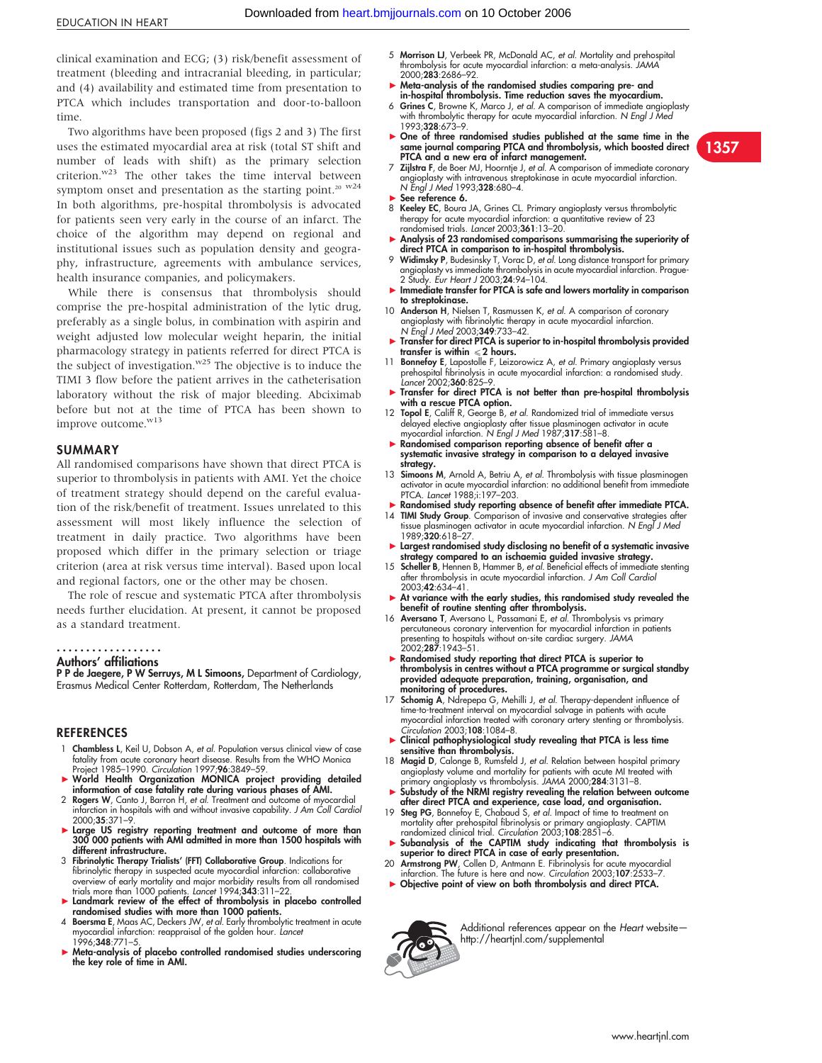clinical examination and ECG; (3) risk/benefit assessment of treatment (bleeding and intracranial bleeding, in particular; and (4) availability and estimated time from presentation to PTCA which includes transportation and door-to-balloon time.

Two algorithms have been proposed (figs 2 and 3) The first uses the estimated myocardial area at risk (total ST shift and number of leads with shift) as the primary selection criterion.[w23] The other takes the time interval between symptom onset and presentation as the starting point.[20 w24] In both algorithms, pre-hospital thrombolysis is advocated for patients seen very early in the course of an infarct. The choice of the algorithm may depend on regional and institutional issues such as population density and geography, infrastructure, agreements with ambulance services, health insurance companies, and policymakers.

While there is consensus that thrombolysis should comprise the pre-hospital administration of the lytic drug, preferably as a single bolus, in combination with aspirin and weight adjusted low molecular weight heparin, the initial pharmacology strategy in patients referred for direct PTCA is the subject of investigation.[w25] The objective is to induce the TIMI 3 flow before the patient arrives in the catheterisation laboratory without the risk of major bleeding. Abciximab before but not at the time of PTCA has been shown to improve outcome.[w13]

## SUMMARY

All randomised comparisons have shown that direct PTCA is superior to thrombolysis in patients with AMI. Yet the choice of treatment strategy should depend on the careful evaluation of the risk/benefit of treatment. Issues unrelated to this assessment will most likely influence the selection of treatment in daily practice. Two algorithms have been proposed which differ in the primary selection or triage criterion (area at risk versus time interval). Based upon local and regional factors, one or the other may be chosen.

The role of rescue and systematic PTCA after thrombolysis needs further elucidation. At present, it cannot be proposed as a standard treatment.

### Authors' affiliations

**P P de Jaegere, P W Serruys, M L Simoons**, Department of Cardiology, Erasmus Medical Center Rotterdam, Rotterdam, The Netherlands

## REFERENCES

1. **Chambless L**, Keil U, Dobson A, *et al.* Population versus clinical view of case fatality from acute coronary heart disease. Results from the WHO Monica Project 1985–1990. *Circulation* 1997;**96**:3849–59.
   - ▶ **World Health Organization MONICA project providing detailed information of case fatality rate during various phases of AMI.**
2. **Rogers W**, Canto J, Barron H, *et al.* Treatment and outcome of myocardial infarction in hospitals with and without invasive capability. *J Am Coll Cardiol* 2000;**35**:371–9.
   - ▶ **Large US registry reporting treatment and outcome of more than 300 000 patients with AMI admitted in more than 1500 hospitals with different infrastructure.**
3. **Fibrinolytic Therapy Trialists' (FFT) Collaborative Group**. Indications for fibrinolytic therapy in suspected acute myocardial infarction: collaborative overview of early mortality and major morbidity results from all randomised trials more than 1000 patients. *Lancet* 1994;**343**:311–22.
   - ▶ **Landmark review of the effect of thrombolysis in placebo controlled randomised studies with more than 1000 patients.**
4. **Boersma E**, Maas AC, Deckers JW, *et al.* Early thrombolytic treatment in acute myocardial infarction: reappraisal of the golden hour. *Lancet* 1996;**348**:771–5.
   - ▶ **Meta-analysis of placebo controlled randomised studies underscoring the key role of time in AMI.**
5. **Morrison LJ**, Verbeek PR, McDonald AC, *et al.* Mortality and prehospital thrombolysis for acute myocardial infarction: a meta-analysis. *JAMA* 2000;**283**:2686–92.
   - ▶ **Meta-analysis of the randomised studies comparing pre- and in-hospital thrombolysis. Time reduction saves the myocardium.**
6. **Grines C**, Browne K, Marco J, *et al.* A comparison of immediate angioplasty with thrombolytic therapy for acute myocardial infarction. *N Engl J Med* 1993;**328**:673–9.
   - ▶ **One of three randomised studies published at the same time in the same journal comparing PTCA and thrombolysis, which boosted direct PTCA and a new era of infarct management.**
7. **Zijlstra F**, de Boer MJ, Hoorntje J, *et al.* A comparison of immediate coronary angioplasty with intravenous streptokinase in acute myocardial infarction. *N Engl J Med* 1993;**328**:680–4.
   - ▶ **See reference 6.**
8. **Keeley EC**, Boura JA, Grines CL. Primary angioplasty versus thrombolytic therapy for acute myocardial infarction: a quantitative review of 23 randomised trials. *Lancet* 2003;**361**:13–20.
   - ▶ **Analysis of 23 randomised comparisons summarising the superiority of direct PTCA in comparison to in-hospital thrombolysis.**
9. **Widimsky P**, Budesinsky T, Vorac D, *et al.* Long distance transport for primary angioplasty vs immediate thrombolysis in acute myocardial infarction. Prague-2 Study. *Eur Heart J* 2003;**24**:94–104.
   - ▶ **Immediate transfer for PTCA is safe and lowers mortality in comparison to streptokinase.**
10. **Anderson H**, Nielsen T, Rasmussen K, *et al.* A comparison of coronary angioplasty with fibrinolytic therapy in acute myocardial infarction. *N Engl J Med* 2003;**349**:733–42.
    - ▶ **Transfer for direct PTCA is superior to in-hospital thrombolysis provided transfer is within ≤2 hours.**
11. **Bonnefoy E**, Lapostolle F, Leizorowicz A, *et al.* Primary angioplasty versus prehospital fibrinolysis in acute myocardial infarction: a randomised study. *Lancet* 2002;**360**:825–9.
    - ▶ **Transfer for direct PTCA is not better than pre-hospital thrombolysis with a rescue PTCA option.**
12. **Topol E**, Califf R, George B, *et al.* Randomized trial of immediate versus delayed elective angioplasty after tissue plasminogen activator in acute myocardial infarction. *N Engl J Med* 1987;**317**:581–8.
    - ▶ **Randomised comparison reporting absence of benefit after a systematic invasive strategy in comparison to a delayed invasive strategy.**
13. **Simoons M**, Arnold A, Betriu A, *et al.* Thrombolysis with tissue plasminogen activator in acute myocardial infarction: no additional benefit from immediate PTCA. *Lancet* 1988;i:197–203.
    - ▶ **Randomised study reporting absence of benefit after immediate PTCA.**
14. **TIMI Study Group**. Comparison of invasive and conservative strategies after tissue plasminogen activator in acute myocardial infarction. *N Engl J Med* 1989;**320**:618–27.
    - ▶ **Largest randomised study disclosing no benefit of a systematic invasive strategy compared to an ischaemia guided invasive strategy.**
15. **Scheller B**, Hennen B, Hammer B, *et al.* Beneficial effects of immediate stenting after thrombolysis in acute myocardial infarction. *J Am Coll Cardiol* 2003;**42**:634–41.
    - ▶ **At variance with the early studies, this randomised study revealed the benefit of routine stenting after thrombolysis.**
16. **Aversano T**, Aversano L, Passamani E, *et al.* Thrombolysis vs primary percutaneous coronary intervention for myocardial infarction in patients presenting to hospitals without on-site cardiac surgery. *JAMA* 2002;**287**:1943–51.
    - ▶ **Randomised study reporting that direct PTCA is superior to thrombolysis in centres without a PTCA programme or surgical standby provided adequate preparation, training, organisation, and monitoring of procedures.**
17. **Schomig A**, Ndrepepa G, Mehilli J, *et al.* Therapy-dependent influence of time-to-treatment interval on myocardial salvage in patients with acute myocardial infarction treated with coronary artery stenting or thrombolysis. *Circulation* 2003;**108**:1084–8.
    - ▶ **Clinical pathophysiological study revealing that PTCA is less time sensitive than thrombolysis.**
18. **Magid D**, Calonge B, Rumsfeld J, *et al.* Relation between hospital primary angioplasty volume and mortality for patients with acute MI treated with primary angioplasty vs thrombolysis. *JAMA* 2000;**284**:3131–8.
    - ▶ **Substudy of the NRMI registry revealing the relation between outcome after direct PTCA and experience, case load, and organisation.**
19. **Steg PG**, Bonnefoy E, Chabaud S, *et al.* Impact of time to treatment on mortality after prehospital fibrinolysis or primary angioplasty. CAPTIM randomized clinical trial. *Circulation* 2003;**108**:2851–6.
    - ▶ **Subanalysis of the CAPTIM study indicating that thrombolysis is superior to direct PTCA in case of early presentation.**
20. **Armstrong PW**, Collen D, Antmann E. Fibrinolysis for acute myocardial infarction. The future is here and now. *Circulation* 2003;**107**:2533–7.
    - ▶ **Objective point of view on both thrombolysis and direct PTCA.**

Additional references appear on the *Heart* website—http://heartjnl.com/supplemental